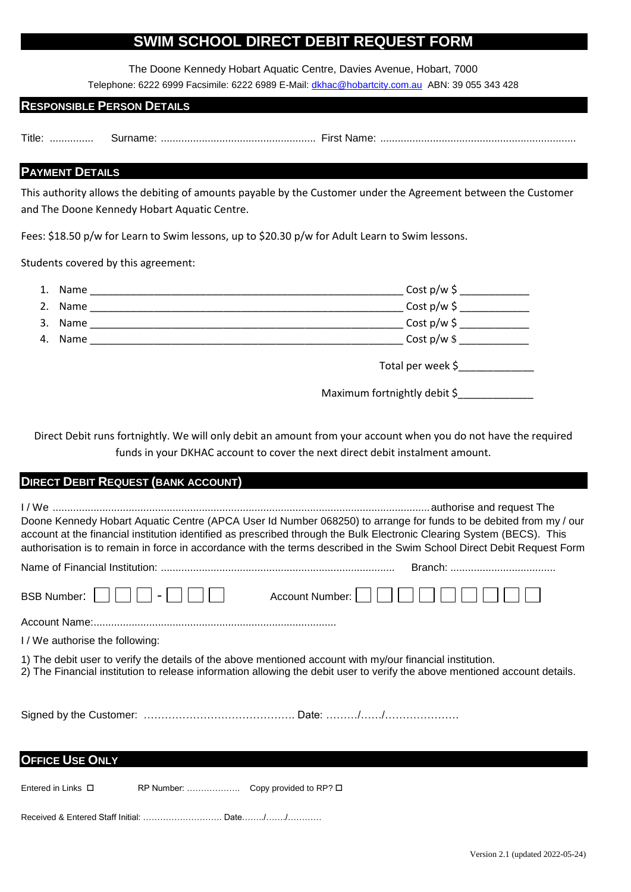# SWIM SCHOOL DIRECT DEBIT REQUEST FORM

The Doone Kennedy Hobart Aquatic Centre, Davies Avenue, Hobart, 7000

Telephone: 6222 6999 Facsimile: 6222 6989 E-Mail: dkhac@hobartcity.com.au ABN: 39 055 343 428

## RESPONSIBLE PERSON DETAILS

Title: ............... Surname: ..................................................... First Name: ...................................................................

## PAYMENT DETAILS

This authority allows the debiting of amounts payable by the Customer under the Agreement between the Customer and The Doone Kennedy Hobart Aquatic Centre.

Fees: $18.50 p/w for Learn to Swim lessons, up to $20.30 p/w for Adult Learn to Swim lessons.

Students covered by this agreement:

1. Name _______________________________________________________ Cost p/w $ ____________
2. Name _______________________________________________________ Cost p/w $ ____________
3. Name _______________________________________________________ Cost p/w $ ____________
4. Name _______________________________________________________ Cost p/w $ ____________

Total per week $_____________

Maximum fortnightly debit $_____________

Direct Debit runs fortnightly. We will only debit an amount from your account when you do not have the required funds in your DKHAC account to cover the next direct debit instalment amount.

## DIRECT DEBIT REQUEST (BANK ACCOUNT)

I / We ................................................................................................................................ authorise and request The Doone Kennedy Hobart Aquatic Centre (APCA User Id Number 068250) to arrange for funds to be debited from my / our account at the financial institution identified as prescribed through the Bulk Electronic Clearing System (BECS). This authorisation is to remain in force in accordance with the terms described in the Swim School Direct Debit Request Form

Name of Financial Institution: ................................................................................ Branch: ....................................

BSB Number: ☐☐☐ - ☐☐☐ Account Number: ☐☐☐☐☐☐☐☐☐

Account Name:...................................................................................

I / We authorise the following:

1) The debit user to verify the details of the above mentioned account with my/our financial institution.
2) The Financial institution to release information allowing the debit user to verify the above mentioned account details.

Signed by the Customer: ……………………………………. Date: ………/……/…………………

## OFFICE USE ONLY

Entered in Links ☐ RP Number: ………………. Copy provided to RP? ☐

Received & Entered Staff Initial: ………………………. Date……../……./…………

Version 2.1 (updated 2022-05-24)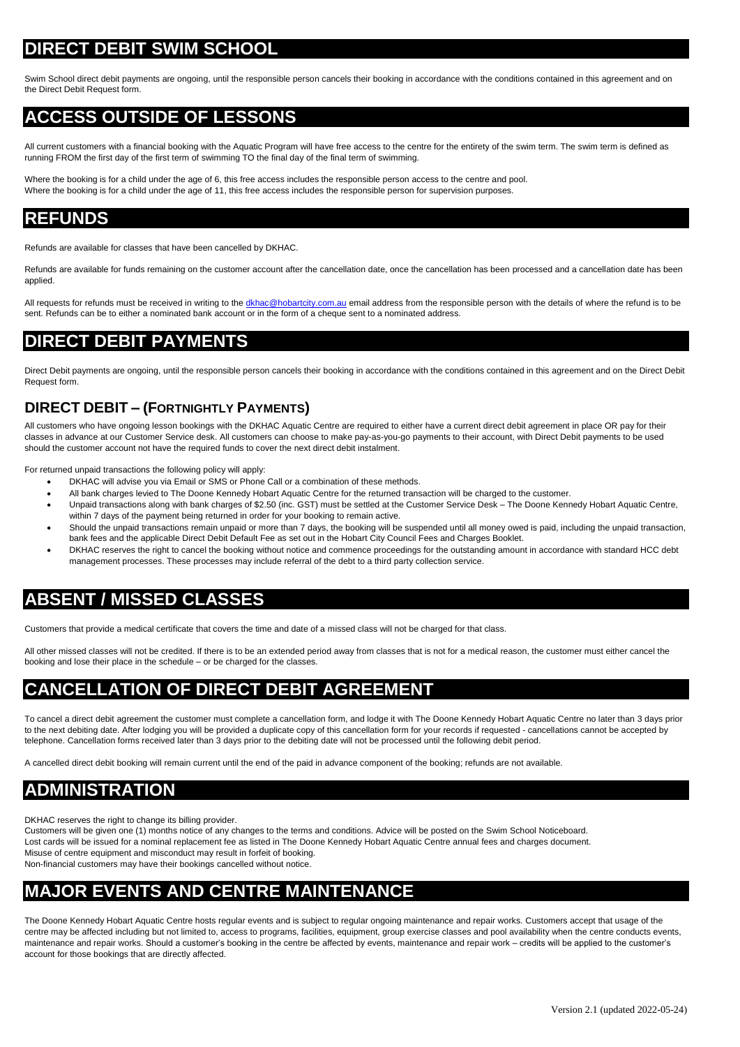## DIRECT DEBIT SWIM SCHOOL

Swim School direct debit payments are ongoing, until the responsible person cancels their booking in accordance with the conditions contained in this agreement and on the Direct Debit Request form.

## ACCESS OUTSIDE OF LESSONS

All current customers with a financial booking with the Aquatic Program will have free access to the centre for the entirety of the swim term. The swim term is defined as running FROM the first day of the first term of swimming TO the final day of the final term of swimming.

Where the booking is for a child under the age of 6, this free access includes the responsible person access to the centre and pool.
Where the booking is for a child under the age of 11, this free access includes the responsible person for supervision purposes.

## REFUNDS

Refunds are available for classes that have been cancelled by DKHAC.

Refunds are available for funds remaining on the customer account after the cancellation date, once the cancellation has been processed and a cancellation date has been applied.

All requests for refunds must be received in writing to the dkhac@hobartcity.com.au email address from the responsible person with the details of where the refund is to be sent. Refunds can be to either a nominated bank account or in the form of a cheque sent to a nominated address.

## DIRECT DEBIT PAYMENTS

Direct Debit payments are ongoing, until the responsible person cancels their booking in accordance with the conditions contained in this agreement and on the Direct Debit Request form.

### DIRECT DEBIT – (FORTNIGHTLY PAYMENTS)

All customers who have ongoing lesson bookings with the DKHAC Aquatic Centre are required to either have a current direct debit agreement in place OR pay for their classes in advance at our Customer Service desk. All customers can choose to make pay-as-you-go payments to their account, with Direct Debit payments to be used should the customer account not have the required funds to cover the next direct debit instalment.

For returned unpaid transactions the following policy will apply:

- DKHAC will advise you via Email or SMS or Phone Call or a combination of these methods.
- All bank charges levied to The Doone Kennedy Hobart Aquatic Centre for the returned transaction will be charged to the customer.
- Unpaid transactions along with bank charges of $2.50 (inc. GST) must be settled at the Customer Service Desk – The Doone Kennedy Hobart Aquatic Centre, within 7 days of the payment being returned in order for your booking to remain active.
- Should the unpaid transactions remain unpaid or more than 7 days, the booking will be suspended until all money owed is paid, including the unpaid transaction, bank fees and the applicable Direct Debit Default Fee as set out in the Hobart City Council Fees and Charges Booklet.
- DKHAC reserves the right to cancel the booking without notice and commence proceedings for the outstanding amount in accordance with standard HCC debt management processes. These processes may include referral of the debt to a third party collection service.

## ABSENT / MISSED CLASSES

Customers that provide a medical certificate that covers the time and date of a missed class will not be charged for that class.

All other missed classes will not be credited. If there is to be an extended period away from classes that is not for a medical reason, the customer must either cancel the booking and lose their place in the schedule – or be charged for the classes.

## CANCELLATION OF DIRECT DEBIT AGREEMENT

To cancel a direct debit agreement the customer must complete a cancellation form, and lodge it with The Doone Kennedy Hobart Aquatic Centre no later than 3 days prior to the next debiting date. After lodging you will be provided a duplicate copy of this cancellation form for your records if requested - cancellations cannot be accepted by telephone. Cancellation forms received later than 3 days prior to the debiting date will not be processed until the following debit period.

A cancelled direct debit booking will remain current until the end of the paid in advance component of the booking; refunds are not available.

## ADMINISTRATION

DKHAC reserves the right to change its billing provider.
Customers will be given one (1) months notice of any changes to the terms and conditions. Advice will be posted on the Swim School Noticeboard.
Lost cards will be issued for a nominal replacement fee as listed in The Doone Kennedy Hobart Aquatic Centre annual fees and charges document.
Misuse of centre equipment and misconduct may result in forfeit of booking.
Non-financial customers may have their bookings cancelled without notice.

## MAJOR EVENTS AND CENTRE MAINTENANCE

The Doone Kennedy Hobart Aquatic Centre hosts regular events and is subject to regular ongoing maintenance and repair works. Customers accept that usage of the centre may be affected including but not limited to, access to programs, facilities, equipment, group exercise classes and pool availability when the centre conducts events, maintenance and repair works. Should a customer's booking in the centre be affected by events, maintenance and repair work – credits will be applied to the customer's account for those bookings that are directly affected.

Version 2.1 (updated 2022-05-24)